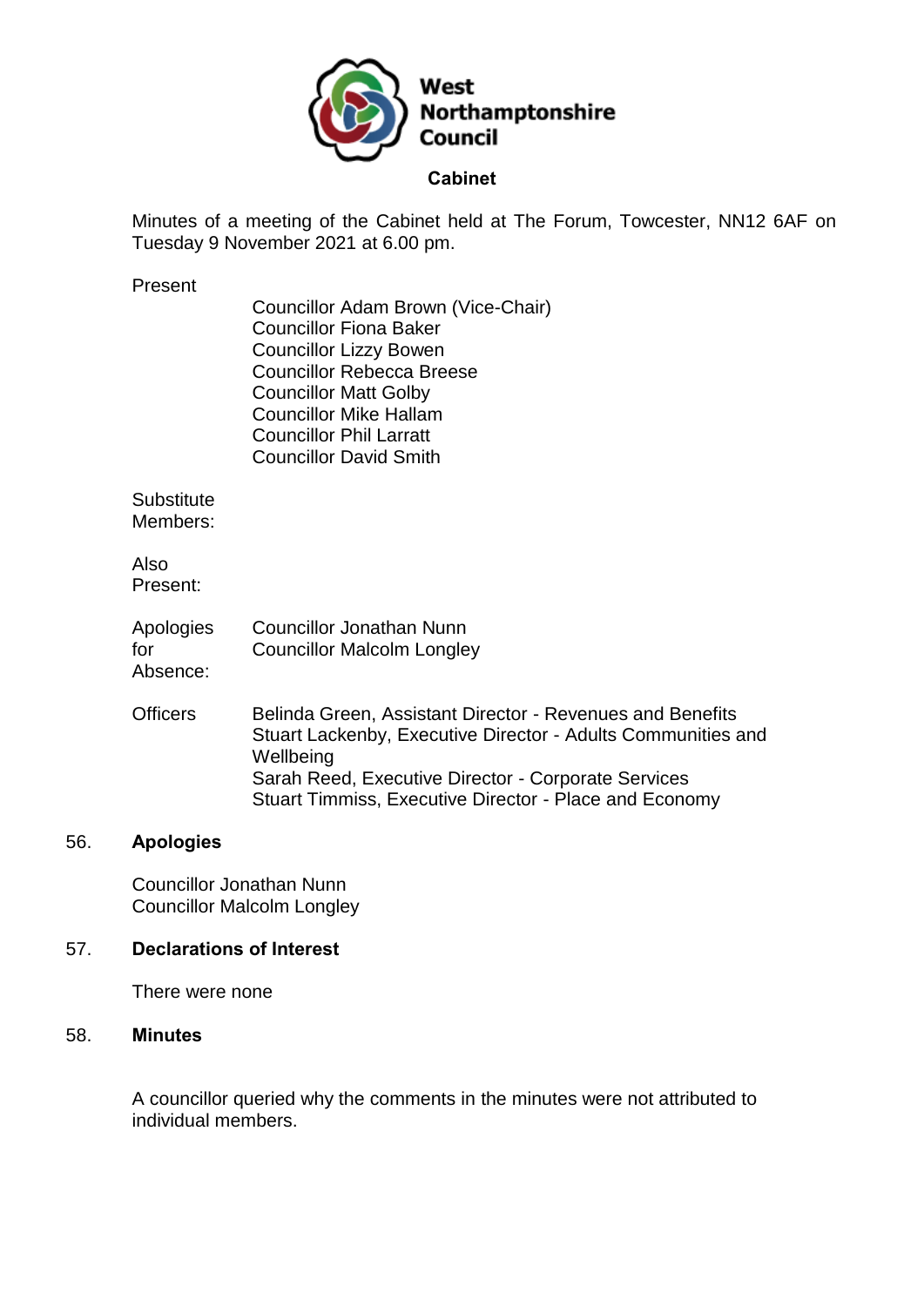**West Northamptonshire Council**

## Cabinet

Minutes of a meeting of the Cabinet held at The Forum, Towcester, NN12 6AF on Tuesday 9 November 2021 at 6.00 pm.

| | |
|---|---|
| Present | Councillor Adam Brown (Vice-Chair)<br>Councillor Fiona Baker<br>Councillor Lizzy Bowen<br>Councillor Rebecca Breese<br>Councillor Matt Golby<br>Councillor Mike Hallam<br>Councillor Phil Larratt<br>Councillor David Smith |
| Substitute Members: | |
| Also Present: | |
| Apologies for Absence: | Councillor Jonathan Nunn<br>Councillor Malcolm Longley |
| Officers | Belinda Green, Assistant Director - Revenues and Benefits<br>Stuart Lackenby, Executive Director - Adults Communities and Wellbeing<br>Sarah Reed, Executive Director - Corporate Services<br>Stuart Timmiss, Executive Director - Place and Economy |

### 56. Apologies

Councillor Jonathan Nunn
Councillor Malcolm Longley

### 57. Declarations of Interest

There were none

### 58. Minutes

A councillor queried why the comments in the minutes were not attributed to individual members.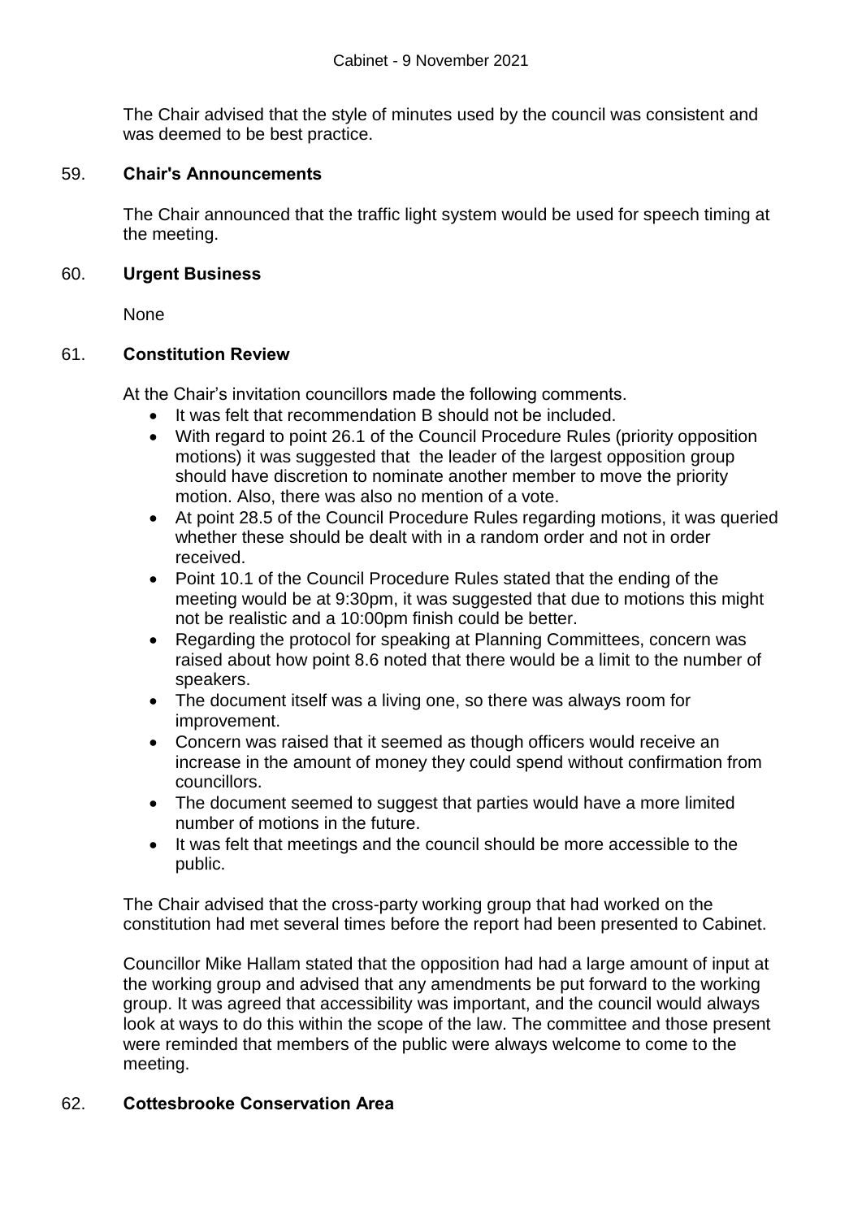The Chair advised that the style of minutes used by the council was consistent and was deemed to be best practice.

## 59. Chair's Announcements

The Chair announced that the traffic light system would be used for speech timing at the meeting.

## 60. Urgent Business

None

## 61. Constitution Review

At the Chair's invitation councillors made the following comments.

- It was felt that recommendation B should not be included.
- With regard to point 26.1 of the Council Procedure Rules (priority opposition motions) it was suggested that the leader of the largest opposition group should have discretion to nominate another member to move the priority motion. Also, there was also no mention of a vote.
- At point 28.5 of the Council Procedure Rules regarding motions, it was queried whether these should be dealt with in a random order and not in order received.
- Point 10.1 of the Council Procedure Rules stated that the ending of the meeting would be at 9:30pm, it was suggested that due to motions this might not be realistic and a 10:00pm finish could be better.
- Regarding the protocol for speaking at Planning Committees, concern was raised about how point 8.6 noted that there would be a limit to the number of speakers.
- The document itself was a living one, so there was always room for improvement.
- Concern was raised that it seemed as though officers would receive an increase in the amount of money they could spend without confirmation from councillors.
- The document seemed to suggest that parties would have a more limited number of motions in the future.
- It was felt that meetings and the council should be more accessible to the public.

The Chair advised that the cross-party working group that had worked on the constitution had met several times before the report had been presented to Cabinet.

Councillor Mike Hallam stated that the opposition had had a large amount of input at the working group and advised that any amendments be put forward to the working group. It was agreed that accessibility was important, and the council would always look at ways to do this within the scope of the law. The committee and those present were reminded that members of the public were always welcome to come to the meeting.

## 62. Cottesbrooke Conservation Area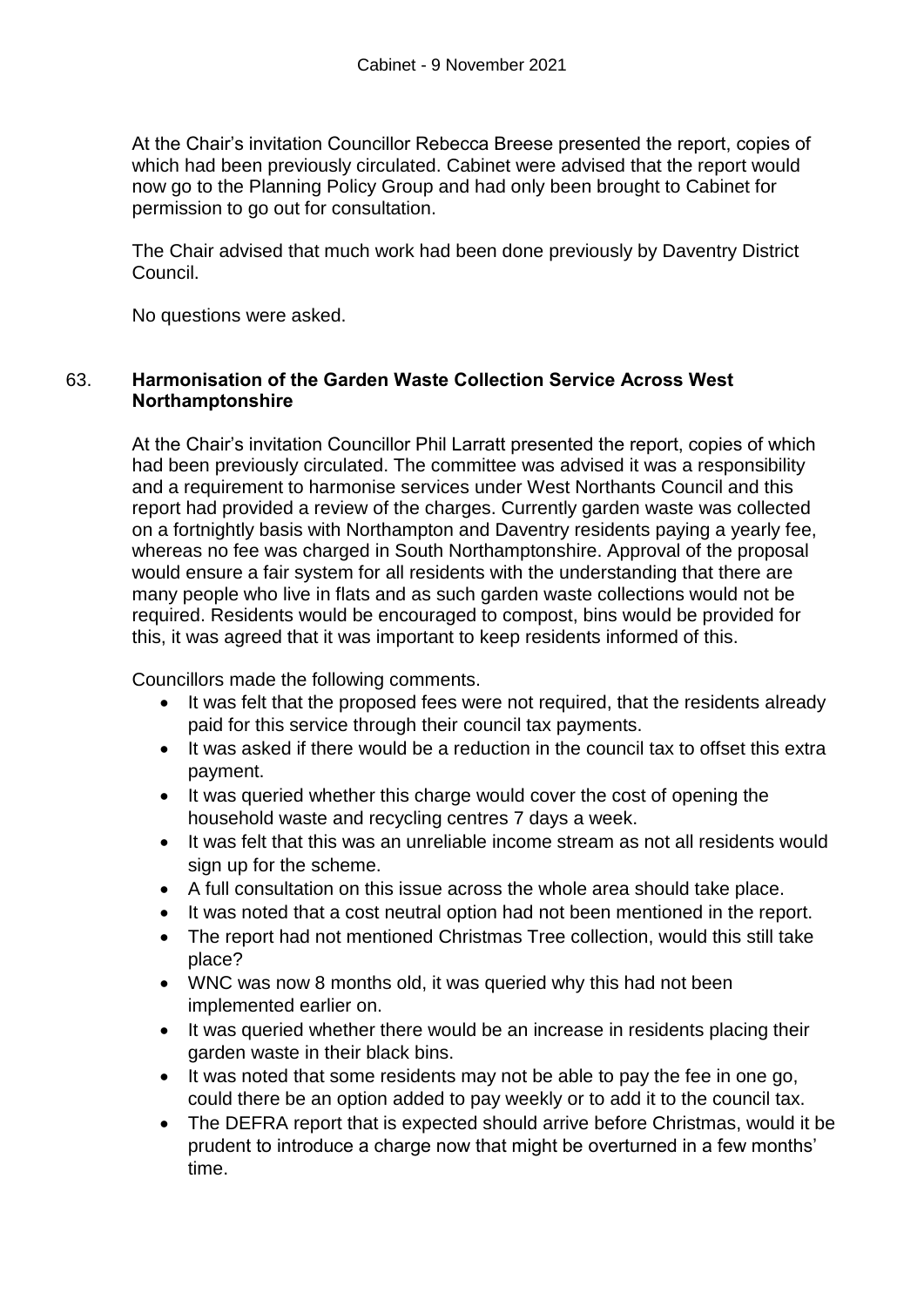At the Chair's invitation Councillor Rebecca Breese presented the report, copies of which had been previously circulated. Cabinet were advised that the report would now go to the Planning Policy Group and had only been brought to Cabinet for permission to go out for consultation.

The Chair advised that much work had been done previously by Daventry District Council.

No questions were asked.

## 63. Harmonisation of the Garden Waste Collection Service Across West Northamptonshire

At the Chair's invitation Councillor Phil Larratt presented the report, copies of which had been previously circulated. The committee was advised it was a responsibility and a requirement to harmonise services under West Northants Council and this report had provided a review of the charges. Currently garden waste was collected on a fortnightly basis with Northampton and Daventry residents paying a yearly fee, whereas no fee was charged in South Northamptonshire. Approval of the proposal would ensure a fair system for all residents with the understanding that there are many people who live in flats and as such garden waste collections would not be required. Residents would be encouraged to compost, bins would be provided for this, it was agreed that it was important to keep residents informed of this.

Councillors made the following comments.

- It was felt that the proposed fees were not required, that the residents already paid for this service through their council tax payments.
- It was asked if there would be a reduction in the council tax to offset this extra payment.
- It was queried whether this charge would cover the cost of opening the household waste and recycling centres 7 days a week.
- It was felt that this was an unreliable income stream as not all residents would sign up for the scheme.
- A full consultation on this issue across the whole area should take place.
- It was noted that a cost neutral option had not been mentioned in the report.
- The report had not mentioned Christmas Tree collection, would this still take place?
- WNC was now 8 months old, it was queried why this had not been implemented earlier on.
- It was queried whether there would be an increase in residents placing their garden waste in their black bins.
- It was noted that some residents may not be able to pay the fee in one go, could there be an option added to pay weekly or to add it to the council tax.
- The DEFRA report that is expected should arrive before Christmas, would it be prudent to introduce a charge now that might be overturned in a few months' time.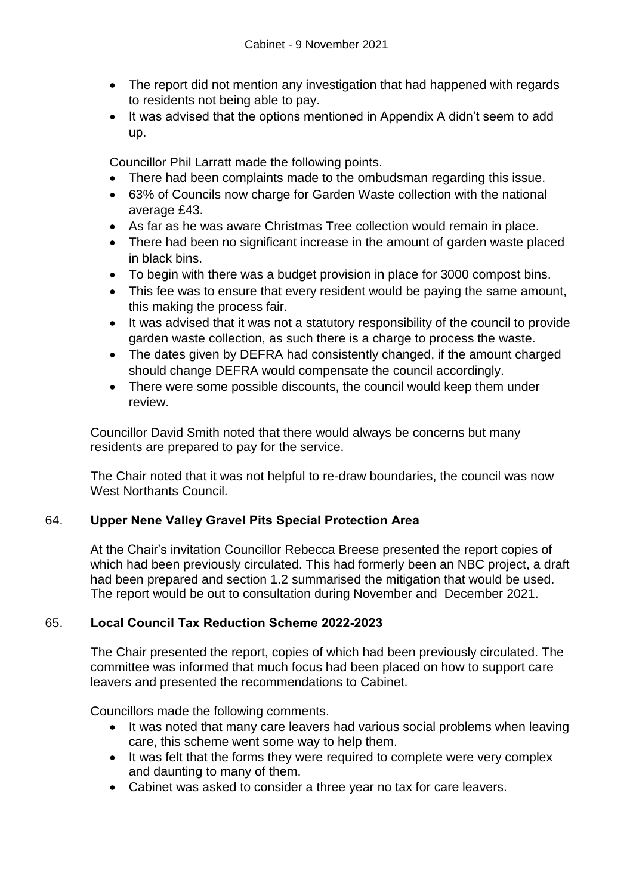- The report did not mention any investigation that had happened with regards to residents not being able to pay.
- It was advised that the options mentioned in Appendix A didn't seem to add up.

Councillor Phil Larratt made the following points.

- There had been complaints made to the ombudsman regarding this issue.
- 63% of Councils now charge for Garden Waste collection with the national average £43.
- As far as he was aware Christmas Tree collection would remain in place.
- There had been no significant increase in the amount of garden waste placed in black bins.
- To begin with there was a budget provision in place for 3000 compost bins.
- This fee was to ensure that every resident would be paying the same amount, this making the process fair.
- It was advised that it was not a statutory responsibility of the council to provide garden waste collection, as such there is a charge to process the waste.
- The dates given by DEFRA had consistently changed, if the amount charged should change DEFRA would compensate the council accordingly.
- There were some possible discounts, the council would keep them under review.

Councillor David Smith noted that there would always be concerns but many residents are prepared to pay for the service.

The Chair noted that it was not helpful to re-draw boundaries, the council was now West Northants Council.

## 64. Upper Nene Valley Gravel Pits Special Protection Area

At the Chair's invitation Councillor Rebecca Breese presented the report copies of which had been previously circulated. This had formerly been an NBC project, a draft had been prepared and section 1.2 summarised the mitigation that would be used. The report would be out to consultation during November and December 2021.

## 65. Local Council Tax Reduction Scheme 2022-2023

The Chair presented the report, copies of which had been previously circulated. The committee was informed that much focus had been placed on how to support care leavers and presented the recommendations to Cabinet.

Councillors made the following comments.

- It was noted that many care leavers had various social problems when leaving care, this scheme went some way to help them.
- It was felt that the forms they were required to complete were very complex and daunting to many of them.
- Cabinet was asked to consider a three year no tax for care leavers.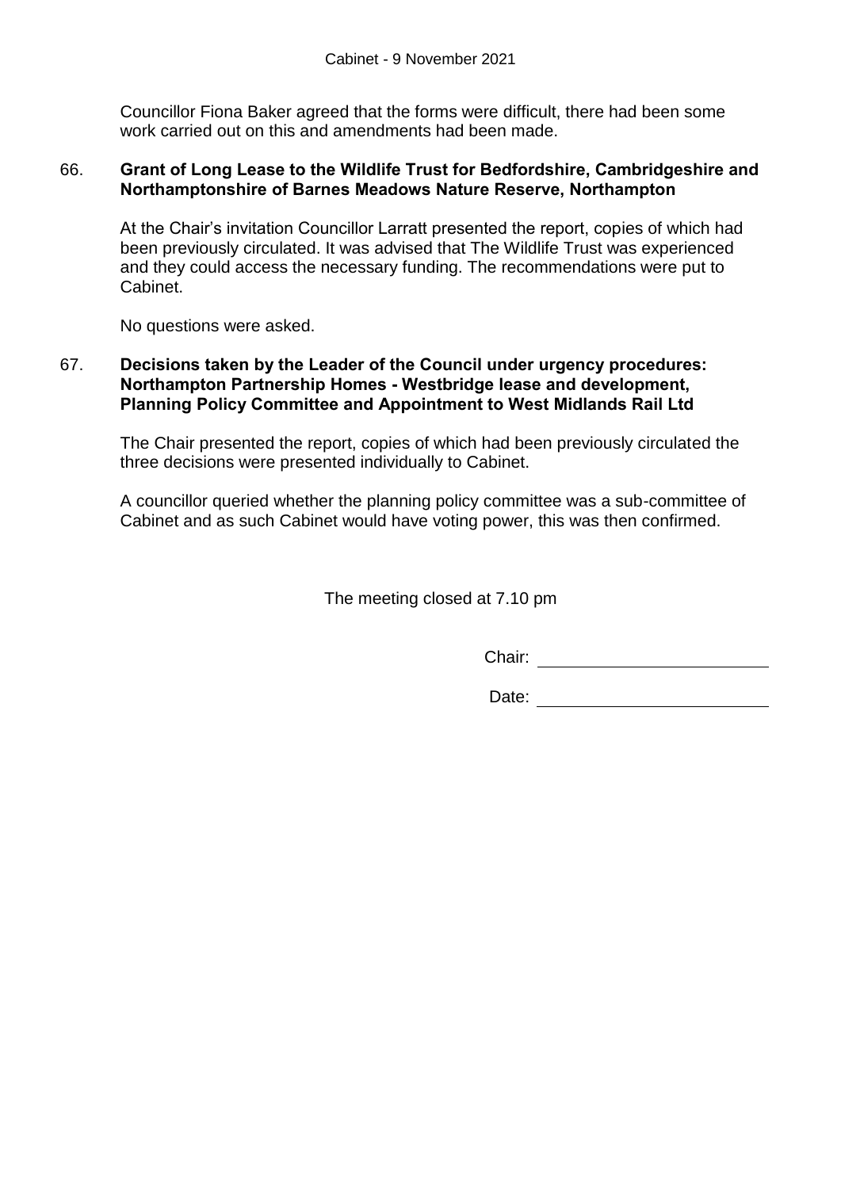Councillor Fiona Baker agreed that the forms were difficult, there had been some work carried out on this and amendments had been made.

66. **Grant of Long Lease to the Wildlife Trust for Bedfordshire, Cambridgeshire and Northamptonshire of Barnes Meadows Nature Reserve, Northampton**

At the Chair's invitation Councillor Larratt presented the report, copies of which had been previously circulated. It was advised that The Wildlife Trust was experienced and they could access the necessary funding. The recommendations were put to Cabinet.

No questions were asked.

67. **Decisions taken by the Leader of the Council under urgency procedures: Northampton Partnership Homes - Westbridge lease and development, Planning Policy Committee and Appointment to West Midlands Rail Ltd**

The Chair presented the report, copies of which had been previously circulated the three decisions were presented individually to Cabinet.

A councillor queried whether the planning policy committee was a sub-committee of Cabinet and as such Cabinet would have voting power, this was then confirmed.

The meeting closed at 7.10 pm

Chair: ________________________

Date: ________________________